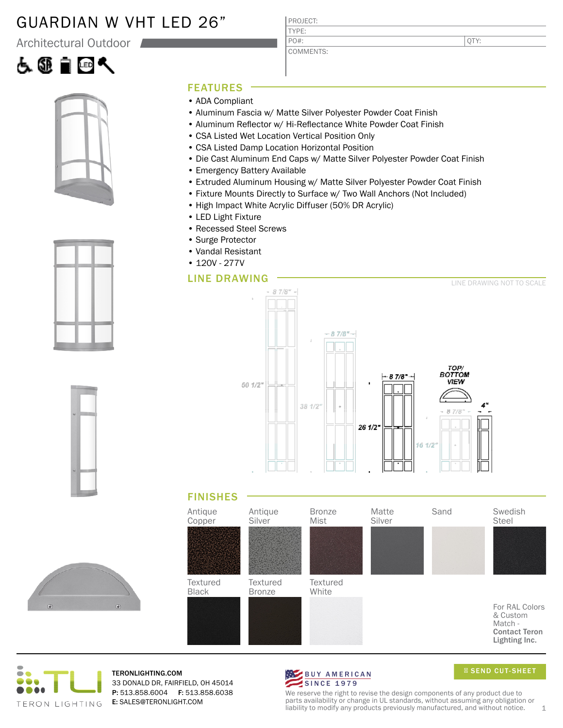# GUARDIAN W VHT LED 26"

Architectural Outdoor

| PROJECT: | |
|---|---|
| TYPE: | |
| PO#: | QTY: |
| COMMENTS: | |

## FEATURES

- ADA Compliant
- Aluminum Fascia w/ Matte Silver Polyester Powder Coat Finish
- Aluminum Reflector w/ Hi-Reflectance White Powder Coat Finish
- CSA Listed Wet Location Vertical Position Only
- CSA Listed Damp Location Horizontal Position
- Die Cast Aluminum End Caps w/ Matte Silver Polyester Powder Coat Finish
- Emergency Battery Available
- Extruded Aluminum Housing w/ Matte Silver Polyester Powder Coat Finish
- Fixture Mounts Directly to Surface w/ Two Wall Anchors (Not Included)
- High Impact White Acrylic Diffuser (50% DR Acrylic)
- LED Light Fixture
- Recessed Steel Screws
- Surge Protector
- Vandal Resistant
- 120V - 277V

## LINE DRAWING

LINE DRAWING NOT TO SCALE

8 7/8" | 50 1/2" | 8 7/8" | 38 1/2" | 8 7/8" | 26 1/2" | TOP/ BOTTOM VIEW | 8 7/8" | 16 1/2" | 4"

## FINISHES

- Antique Copper
- Antique Silver
- Bronze Mist
- Matte Silver
- Sand
- Swedish Steel
- Textured Black
- Textured Bronze
- Textured White

For RAL Colors & Custom Match - **Contact Teron Lighting Inc.**

TERON LIGHTING

**TERONLIGHTING.COM**
33 DONALD DR, FAIRFIELD, OH 45014
**P:** 513.858.6004 **F:** 513.858.6038
**E:** SALES@TERONLIGHT.COM

BUY AMERICAN SINCE 1979

SEND CUT-SHEET

We reserve the right to revise the design components of any product due to parts availability or change in UL standards, without assuming any obligation or liability to modify any products previously manufactured, and without notice.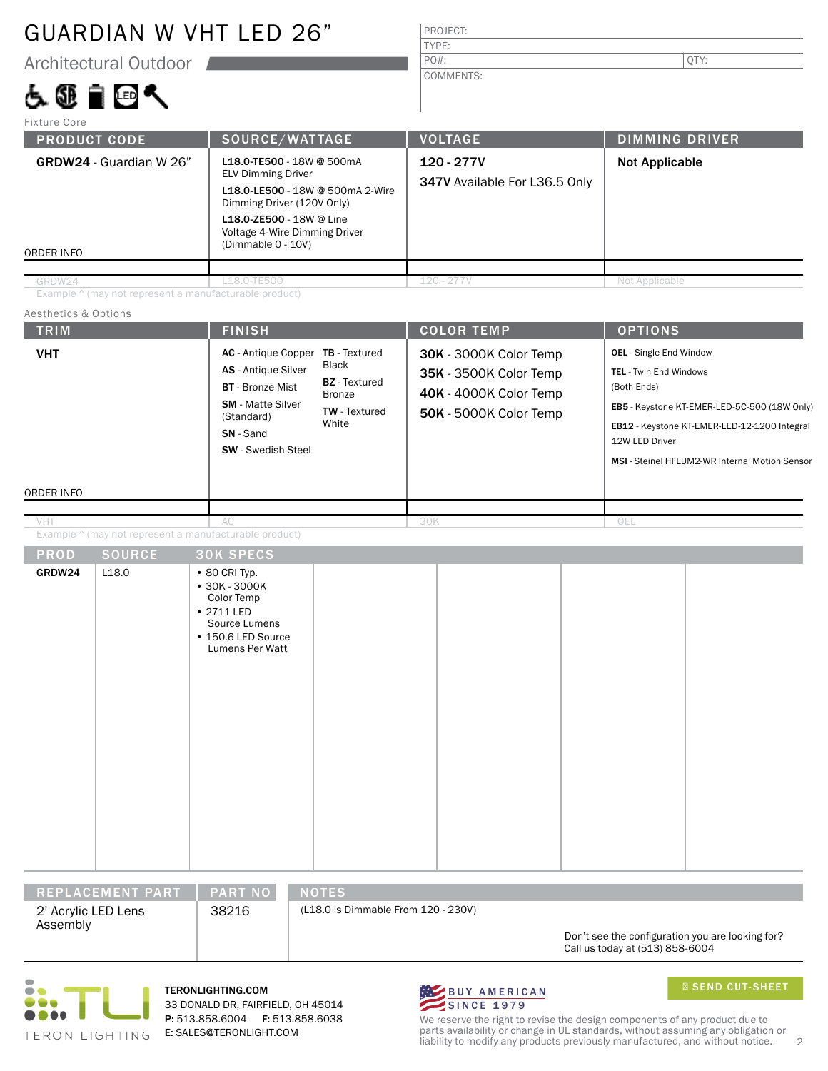# GUARDIAN W VHT LED 26"

Architectural Outdoor

| PROJECT: | |
|---|---|
| TYPE: | |
| PO#: | QTY: |
| COMMENTS: | |

Fixture Core

| PRODUCT CODE | SOURCE/WATTAGE | VOLTAGE | DIMMING DRIVER |
|---|---|---|---|
| **GRDW24** - Guardian W 26" | **L18.0-TE500** - 18W @ 500mA ELV Dimming Driver<br>**L18.0-LE500** - 18W @ 500mA 2-Wire Dimming Driver (120V Only)<br>**L18.0-ZE500** - 18W @ Line Voltage 4-Wire Dimming Driver (Dimmable 0 - 10V) | **120 - 277V**<br>**347V** Available For L36.5 Only | **Not Applicable** |
| ORDER INFO | | | |
| GRDW24 | L18.0-TE500 | 120 - 277V | Not Applicable |

Example ^ (may not represent a manufacturable product)

Aesthetics & Options

| TRIM | FINISH | COLOR TEMP | OPTIONS |
|---|---|---|---|
| **VHT** | **AC** - Antique Copper<br>**AS** - Antique Silver<br>**BT** - Bronze Mist<br>**SM** - Matte Silver (Standard)<br>**SN** - Sand<br>**SW** - Swedish Steel<br>**TB** - Textured Black<br>**BZ** - Textured Bronze<br>**TW** - Textured White | **30K** - 3000K Color Temp<br>**35K** - 3500K Color Temp<br>**40K** - 4000K Color Temp<br>**50K** - 5000K Color Temp | **OEL** - Single End Window<br>**TEL** - Twin End Windows (Both Ends)<br>**EB5** - Keystone KT-EMER-LED-5C-500 (18W Only)<br>**EB12** - Keystone KT-EMER-LED-12-1200 Integral 12W LED Driver<br>**MSI** - Steinel HFLUM2-WR Internal Motion Sensor |
| ORDER INFO | | | |
| VHT | AC | 30K | OEL |

Example ^ (may not represent a manufacturable product)

| PROD | SOURCE | 30K SPECS |
|---|---|---|
| **GRDW24** | L18.0 | • 80 CRI Typ.<br>• 30K - 3000K Color Temp<br>• 2711 LED Source Lumens<br>• 150.6 LED Source Lumens Per Watt |

| REPLACEMENT PART | PART NO | NOTES |
|---|---|---|
| 2' Acrylic LED Lens Assembly | 38216 | (L18.0 is Dimmable From 120 - 230V) |

Don't see the configuration you are looking for? Call us today at (513) 858-6004

TERON LIGHTING

**TERONLIGHTING.COM**
33 DONALD DR, FAIRFIELD, OH 45014
**P:** 513.858.6004 **F:** 513.858.6038
**E:** SALES@TERONLIGHT.COM

BUY AMERICAN SINCE 1979

SEND CUT-SHEET

We reserve the right to revise the design components of any product due to parts availability or change in UL standards, without assuming any obligation or liability to modify any products previously manufactured, and without notice.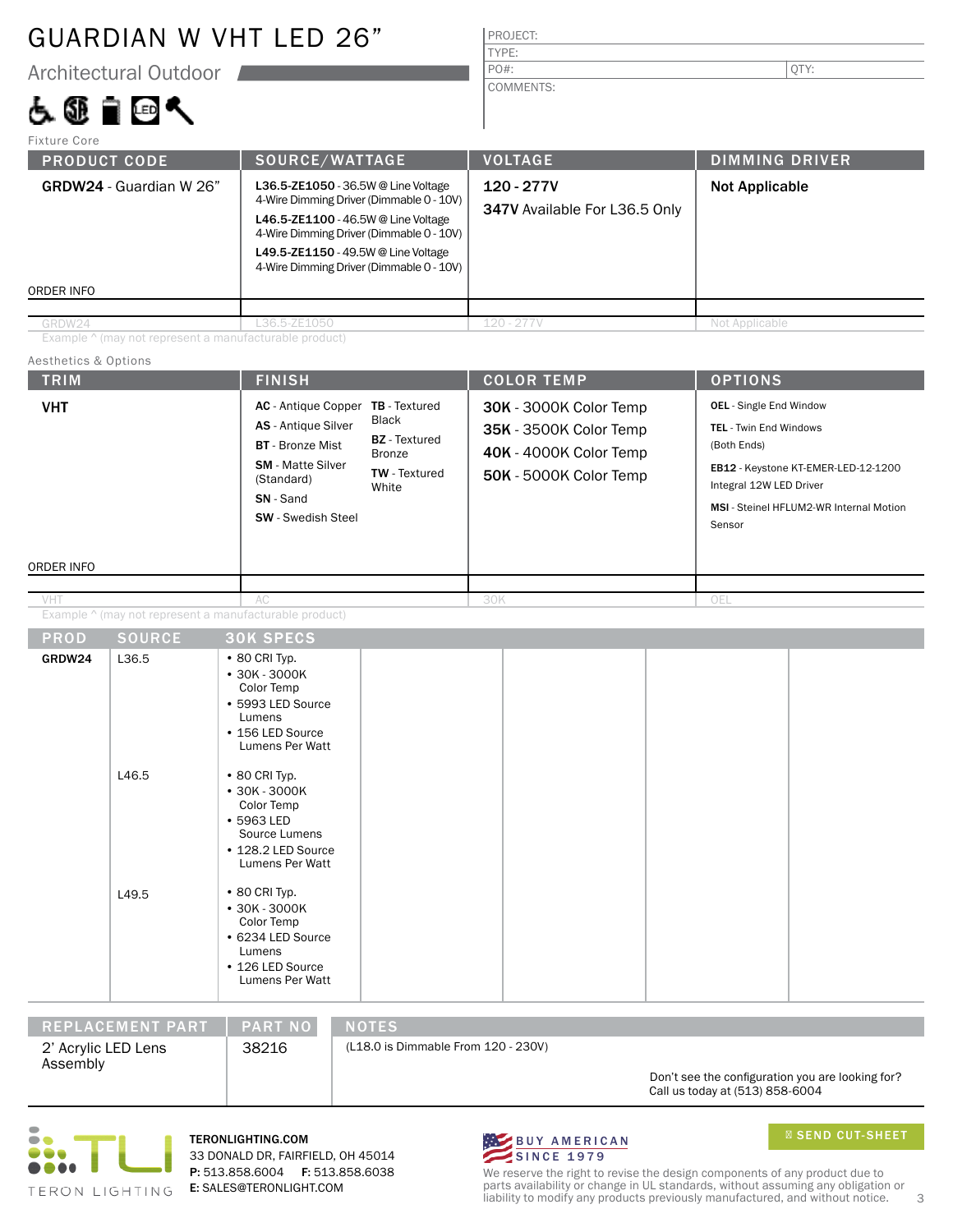# GUARDIAN W VHT LED 26”

## Architectural Outdoor

| PROJECT: | |
|---|---|
| TYPE: | |
| PO#: | QTY: |
| COMMENTS: | |

Fixture Core

| PRODUCT CODE | SOURCE/WATTAGE | VOLTAGE | DIMMING DRIVER |
|---|---|---|---|
| **GRDW24** - Guardian W 26” | **L36.5-ZE1050** - 36.5W @ Line Voltage 4-Wire Dimming Driver (Dimmable 0 - 10V)<br>**L46.5-ZE1100** - 46.5W @ Line Voltage 4-Wire Dimming Driver (Dimmable 0 - 10V)<br>**L49.5-ZE1150** - 49.5W @ Line Voltage 4-Wire Dimming Driver (Dimmable 0 - 10V) | **120 - 277V**<br>**347V** Available For L36.5 Only | **Not Applicable** |
| ORDER INFO | | | |
| GRDW24 | L36.5-ZE1050 | 120 - 277V | Not Applicable |

Example ^ (may not represent a manufacturable product)

Aesthetics & Options

| TRIM | FINISH | COLOR TEMP | OPTIONS |
|---|---|---|---|
| **VHT** | **AC** - Antique Copper<br>**AS** - Antique Silver<br>**BT** - Bronze Mist<br>**SM** - Matte Silver (Standard)<br>**SN** - Sand<br>**SW** - Swedish Steel<br>**TB** - Textured Black<br>**BZ** - Textured Bronze<br>**TW** - Textured White | **30K** - 3000K Color Temp<br>**35K** - 3500K Color Temp<br>**40K** - 4000K Color Temp<br>**50K** - 5000K Color Temp | **OEL** - Single End Window<br>**TEL** - Twin End Windows (Both Ends)<br>**EB12** - Keystone KT-EMER-LED-12-1200 Integral 12W LED Driver<br>**MSI** - Steinel HFLUM2-WR Internal Motion Sensor |
| ORDER INFO | | | |
| VHT | AC | 30K | OEL |

Example ^ (may not represent a manufacturable product)

| PROD | SOURCE | 30K SPECS |
|---|---|---|
| **GRDW24** | L36.5 | • 80 CRI Typ.<br>• 30K - 3000K Color Temp<br>• 5993 LED Source Lumens<br>• 156 LED Source Lumens Per Watt |
| | L46.5 | • 80 CRI Typ.<br>• 30K - 3000K Color Temp<br>• 5963 LED Source Lumens<br>• 128.2 LED Source Lumens Per Watt |
| | L49.5 | • 80 CRI Typ.<br>• 30K - 3000K Color Temp<br>• 6234 LED Source Lumens<br>• 126 LED Source Lumens Per Watt |

| REPLACEMENT PART | PART NO | NOTES |
|---|---|---|
| 2’ Acrylic LED Lens Assembly | 38216 | (L18.0 is Dimmable From 120 - 230V) |

Don’t see the configuration you are looking for?
Call us today at (513) 858-6004

TERON LIGHTING

**TERONLIGHTING.COM**
33 DONALD DR, FAIRFIELD, OH 45014
**P:** 513.858.6004 **F:** 513.858.6038
**E:** SALES@TERONLIGHT.COM

BUY AMERICAN SINCE 1979

SEND CUT-SHEET

We reserve the right to revise the design components of any product due to parts availability or change in UL standards, without assuming any obligation or liability to modify any products previously manufactured, and without notice.